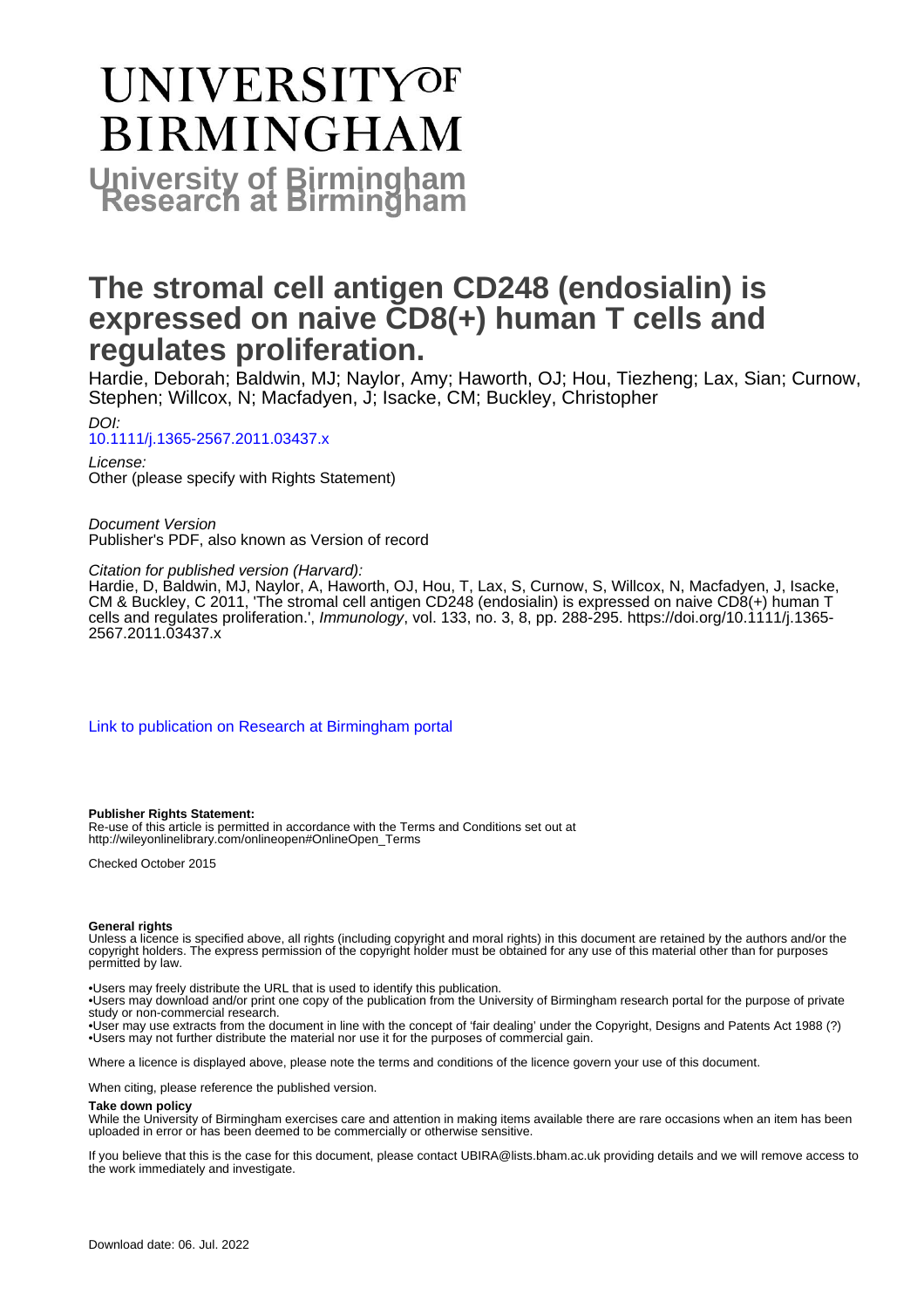# UNIVERSITY OF BIRMINGHAM

**University of Birmingham Research at Birmingham**

# The stromal cell antigen CD248 (endosialin) is expressed on naive CD8(+) human T cells and regulates proliferation.

Hardie, Deborah; Baldwin, MJ; Naylor, Amy; Haworth, OJ; Hou, Tiezheng; Lax, Sian; Curnow, Stephen; Willcox, N; Macfadyen, J; Isacke, CM; Buckley, Christopher

*DOI:*
10.1111/j.1365-2567.2011.03437.x

*License:*
Other (please specify with Rights Statement)

*Document Version*
Publisher's PDF, also known as Version of record

*Citation for published version (Harvard):*
Hardie, D, Baldwin, MJ, Naylor, A, Haworth, OJ, Hou, T, Lax, S, Curnow, S, Willcox, N, Macfadyen, J, Isacke, CM & Buckley, C 2011, 'The stromal cell antigen CD248 (endosialin) is expressed on naive CD8(+) human T cells and regulates proliferation.', *Immunology*, vol. 133, no. 3, 8, pp. 288-295. https://doi.org/10.1111/j.1365-2567.2011.03437.x

Link to publication on Research at Birmingham portal

**Publisher Rights Statement:**
Re-use of this article is permitted in accordance with the Terms and Conditions set out at http://wileyonlinelibrary.com/onlineopen#OnlineOpen_Terms

Checked October 2015

**General rights**
Unless a licence is specified above, all rights (including copyright and moral rights) in this document are retained by the authors and/or the copyright holders. The express permission of the copyright holder must be obtained for any use of this material other than for purposes permitted by law.

•Users may freely distribute the URL that is used to identify this publication.
•Users may download and/or print one copy of the publication from the University of Birmingham research portal for the purpose of private study or non-commercial research.
•User may use extracts from the document in line with the concept of 'fair dealing' under the Copyright, Designs and Patents Act 1988 (?)
•Users may not further distribute the material nor use it for the purposes of commercial gain.

Where a licence is displayed above, please note the terms and conditions of the licence govern your use of this document.

When citing, please reference the published version.

**Take down policy**
While the University of Birmingham exercises care and attention in making items available there are rare occasions when an item has been uploaded in error or has been deemed to be commercially or otherwise sensitive.

If you believe that this is the case for this document, please contact UBIRA@lists.bham.ac.uk providing details and we will remove access to the work immediately and investigate.

Download date: 06. Jul. 2022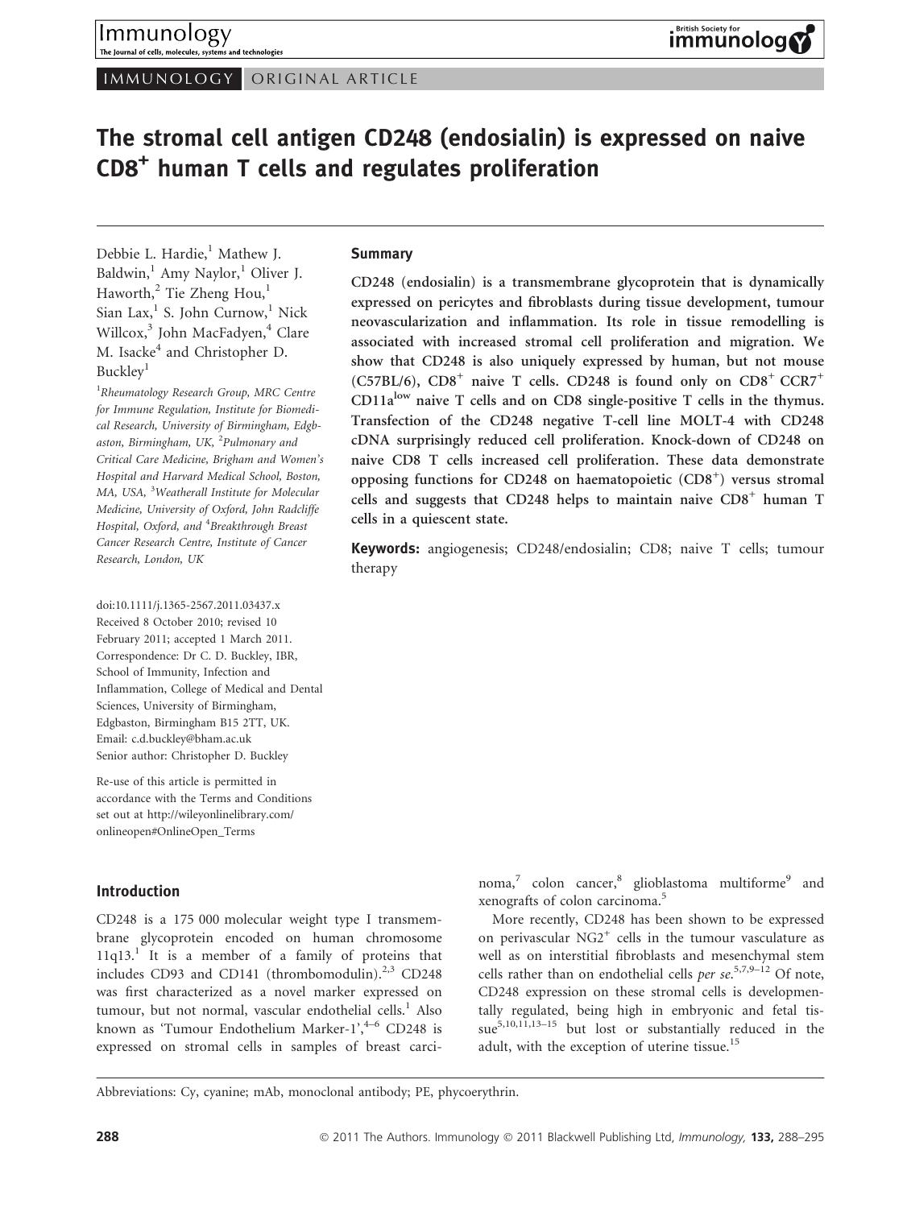IMMUNOLOGY ORIGINAL ARTICLE

# The stromal cell antigen CD248 (endosialin) is expressed on naive $CD8^+$ human T cells and regulates proliferation

Debbie L. Hardie,[1] Mathew J. Baldwin,[1] Amy Naylor,[1] Oliver J. Haworth,[2] Tie Zheng Hou,[1] Sian Lax,[1] S. John Curnow,[1] Nick Willcox,[3] John MacFadyen,[4] Clare M. Isacke[4] and Christopher D. Buckley[1]

[1]Rheumatology Research Group, MRC Centre for Immune Regulation, Institute for Biomedical Research, University of Birmingham, Edgbaston, Birmingham, UK, [2]Pulmonary and Critical Care Medicine, Brigham and Women's Hospital and Harvard Medical School, Boston, MA, USA, [3]Weatherall Institute for Molecular Medicine, University of Oxford, John Radcliffe Hospital, Oxford, and [4]Breakthrough Breast Cancer Research Centre, Institute of Cancer Research, London, UK

doi:10.1111/j.1365-2567.2011.03437.x
Received 8 October 2010; revised 10 February 2011; accepted 1 March 2011.
Correspondence: Dr C. D. Buckley, IBR, School of Immunity, Infection and Inflammation, College of Medical and Dental Sciences, University of Birmingham, Edgbaston, Birmingham B15 2TT, UK.
Email: c.d.buckley@bham.ac.uk
Senior author: Christopher D. Buckley

Re-use of this article is permitted in accordance with the Terms and Conditions set out at http://wileyonlinelibrary.com/onlineopen#OnlineOpen_Terms

## Summary

**CD248 (endosialin) is a transmembrane glycoprotein that is dynamically expressed on pericytes and fibroblasts during tissue development, tumour neovascularization and inflammation. Its role in tissue remodelling is associated with increased stromal cell proliferation and migration. We show that CD248 is also uniquely expressed by human, but not mouse (C57BL/6), $CD8^+$ naive T cells. CD248 is found only on $CD8^+$ $CCR7^+$ $CD11a^{low}$ naive T cells and on CD8 single-positive T cells in the thymus. Transfection of the CD248 negative T-cell line MOLT-4 with CD248 cDNA surprisingly reduced cell proliferation. Knock-down of CD248 on naive CD8 T cells increased cell proliferation. These data demonstrate opposing functions for CD248 on haematopoietic ($CD8^+$) versus stromal cells and suggests that CD248 helps to maintain naive $CD8^+$ human T cells in a quiescent state.**

**Keywords:** angiogenesis; CD248/endosialin; CD8; naive T cells; tumour therapy

## Introduction

CD248 is a 175 000 molecular weight type I transmembrane glycoprotein encoded on human chromosome 11q13.[1] It is a member of a family of proteins that includes CD93 and CD141 (thrombomodulin).[2,3] CD248 was first characterized as a novel marker expressed on tumour, but not normal, vascular endothelial cells.[1] Also known as 'Tumour Endothelium Marker-1',[4–6] CD248 is expressed on stromal cells in samples of breast carcinoma,[7] colon cancer,[8] glioblastoma multiforme[9] and xenografts of colon carcinoma.[5]

More recently, CD248 has been shown to be expressed on perivascular $NG2^+$ cells in the tumour vasculature as well as on interstitial fibroblasts and mesenchymal stem cells rather than on endothelial cells *per se*.[5,7,9–12] Of note, CD248 expression on these stromal cells is developmentally regulated, being high in embryonic and fetal tissue[5,10,11,13–15] but lost or substantially reduced in the adult, with the exception of uterine tissue.[15]

Abbreviations: Cy, cyanine; mAb, monoclonal antibody; PE, phycoerythrin.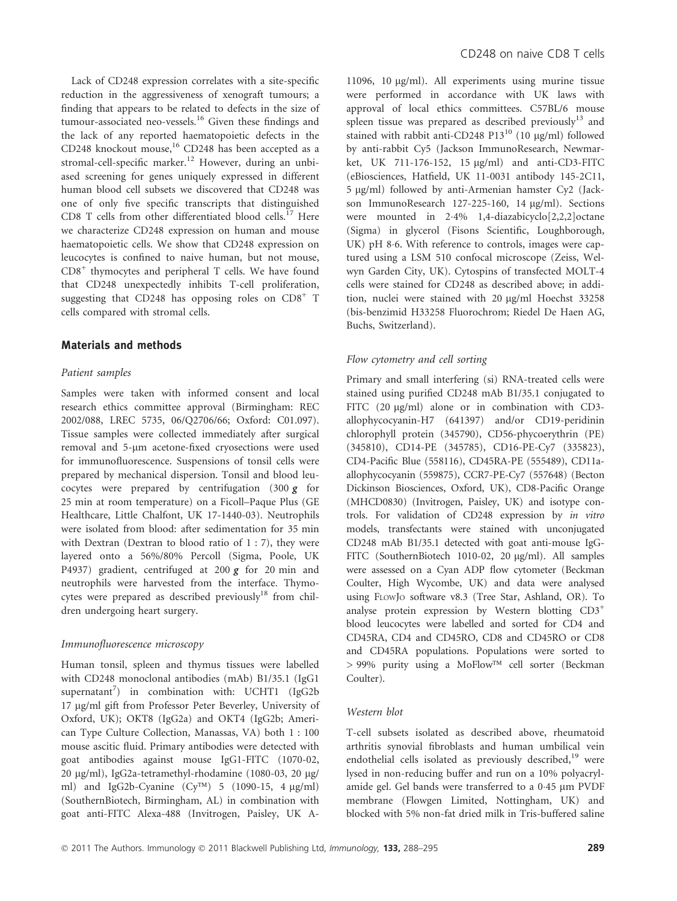Lack of CD248 expression correlates with a site-specific reduction in the aggressiveness of xenograft tumours; a finding that appears to be related to defects in the size of tumour-associated neo-vessels.[16] Given these findings and the lack of any reported haematopoietic defects in the CD248 knockout mouse,[16] CD248 has been accepted as a stromal-cell-specific marker.[12] However, during an unbiased screening for genes uniquely expressed in different human blood cell subsets we discovered that CD248 was one of only five specific transcripts that distinguished CD8 T cells from other differentiated blood cells.[17] Here we characterize CD248 expression on human and mouse haematopoietic cells. We show that CD248 expression on leucocytes is confined to naive human, but not mouse, $CD8^+$ thymocytes and peripheral T cells. We have found that CD248 unexpectedly inhibits T-cell proliferation, suggesting that CD248 has opposing roles on $CD8^+$ T cells compared with stromal cells.

## Materials and methods

### *Patient samples*

Samples were taken with informed consent and local research ethics committee approval (Birmingham: REC 2002/088, LREC 5735, 06/Q2706/66; Oxford: C01.097). Tissue samples were collected immediately after surgical removal and 5-μm acetone-fixed cryosections were used for immunofluorescence. Suspensions of tonsil cells were prepared by mechanical dispersion. Tonsil and blood leucocytes were prepared by centrifugation (300 ***g*** for 25 min at room temperature) on a Ficoll–Paque Plus (GE Healthcare, Little Chalfont, UK 17-1440-03). Neutrophils were isolated from blood: after sedimentation for 35 min with Dextran (Dextran to blood ratio of 1 : 7), they were layered onto a 56%/80% Percoll (Sigma, Poole, UK P4937) gradient, centrifuged at 200 ***g*** for 20 min and neutrophils were harvested from the interface. Thymocytes were prepared as described previously[18] from children undergoing heart surgery.

### *Immunofluorescence microscopy*

Human tonsil, spleen and thymus tissues were labelled with CD248 monoclonal antibodies (mAb) B1/35.1 (IgG1 supernatant[7]) in combination with: UCHT1 (IgG2b 17 μg/ml gift from Professor Peter Beverley, University of Oxford, UK); OKT8 (IgG2a) and OKT4 (IgG2b; American Type Culture Collection, Manassas, VA) both 1 : 100 mouse ascitic fluid. Primary antibodies were detected with goat antibodies against mouse IgG1-FITC (1070-02, 20 μg/ml), IgG2a-tetramethyl-rhodamine (1080-03, 20 μg/ml) and IgG2b-Cyanine (Cy™) 5 (1090-15, 4 μg/ml) (SouthernBiotech, Birmingham, AL) in combination with goat anti-FITC Alexa-488 (Invitrogen, Paisley, UK A-11096, 10 μg/ml). All experiments using murine tissue were performed in accordance with UK laws with approval of local ethics committees. C57BL/6 mouse spleen tissue was prepared as described previously[13] and stained with rabbit anti-CD248 P13[10] (10 μg/ml) followed by anti-rabbit Cy5 (Jackson ImmunoResearch, Newmarket, UK 711-176-152, 15 μg/ml) and anti-CD3-FITC (eBiosciences, Hatfield, UK 11-0031 antibody 145-2C11, 5 μg/ml) followed by anti-Armenian hamster Cy2 (Jackson ImmunoResearch 127-225-160, 14 μg/ml). Sections were mounted in 2·4% 1,4-diazabicyclo[2,2,2]octane (Sigma) in glycerol (Fisons Scientific, Loughborough, UK) pH 8·6. With reference to controls, images were captured using a LSM 510 confocal microscope (Zeiss, Welwyn Garden City, UK). Cytospins of transfected MOLT-4 cells were stained for CD248 as described above; in addition, nuclei were stained with 20 μg/ml Hoechst 33258 (bis-benzimid H33258 Fluorochrom; Riedel De Haen AG, Buchs, Switzerland).

### *Flow cytometry and cell sorting*

Primary and small interfering (si) RNA-treated cells were stained using purified CD248 mAb B1/35.1 conjugated to FITC (20 μg/ml) alone or in combination with CD3-allophycocyanin-H7 (641397) and/or CD19-peridinin chlorophyll protein (345790), CD56-phycoerythrin (PE) (345810), CD14-PE (345785), CD16-PE-Cy7 (335823), CD4-Pacific Blue (558116), CD45RA-PE (555489), CD11a-allophycocyanin (559875), CCR7-PE-Cy7 (557648) (Becton Dickinson Biosciences, Oxford, UK), CD8-Pacific Orange (MHCD0830) (Invitrogen, Paisley, UK) and isotype controls. For validation of CD248 expression by *in vitro* models, transfectants were stained with unconjugated CD248 mAb B1/35.1 detected with goat anti-mouse IgG-FITC (SouthernBiotech 1010-02, 20 μg/ml). All samples were assessed on a Cyan ADP flow cytometer (Beckman Coulter, High Wycombe, UK) and data were analysed using FlowJo software v8.3 (Tree Star, Ashland, OR). To analyse protein expression by Western blotting $CD3^+$ blood leucocytes were labelled and sorted for CD4 and CD45RA, CD4 and CD45RO, CD8 and CD45RO or CD8 and CD45RA populations. Populations were sorted to > 99% purity using a MoFlow™ cell sorter (Beckman Coulter).

### *Western blot*

T-cell subsets isolated as described above, rheumatoid arthritis synovial fibroblasts and human umbilical vein endothelial cells isolated as previously described,[19] were lysed in non-reducing buffer and run on a 10% polyacrylamide gel. Gel bands were transferred to a 0·45 μm PVDF membrane (Flowgen Limited, Nottingham, UK) and blocked with 5% non-fat dried milk in Tris-buffered saline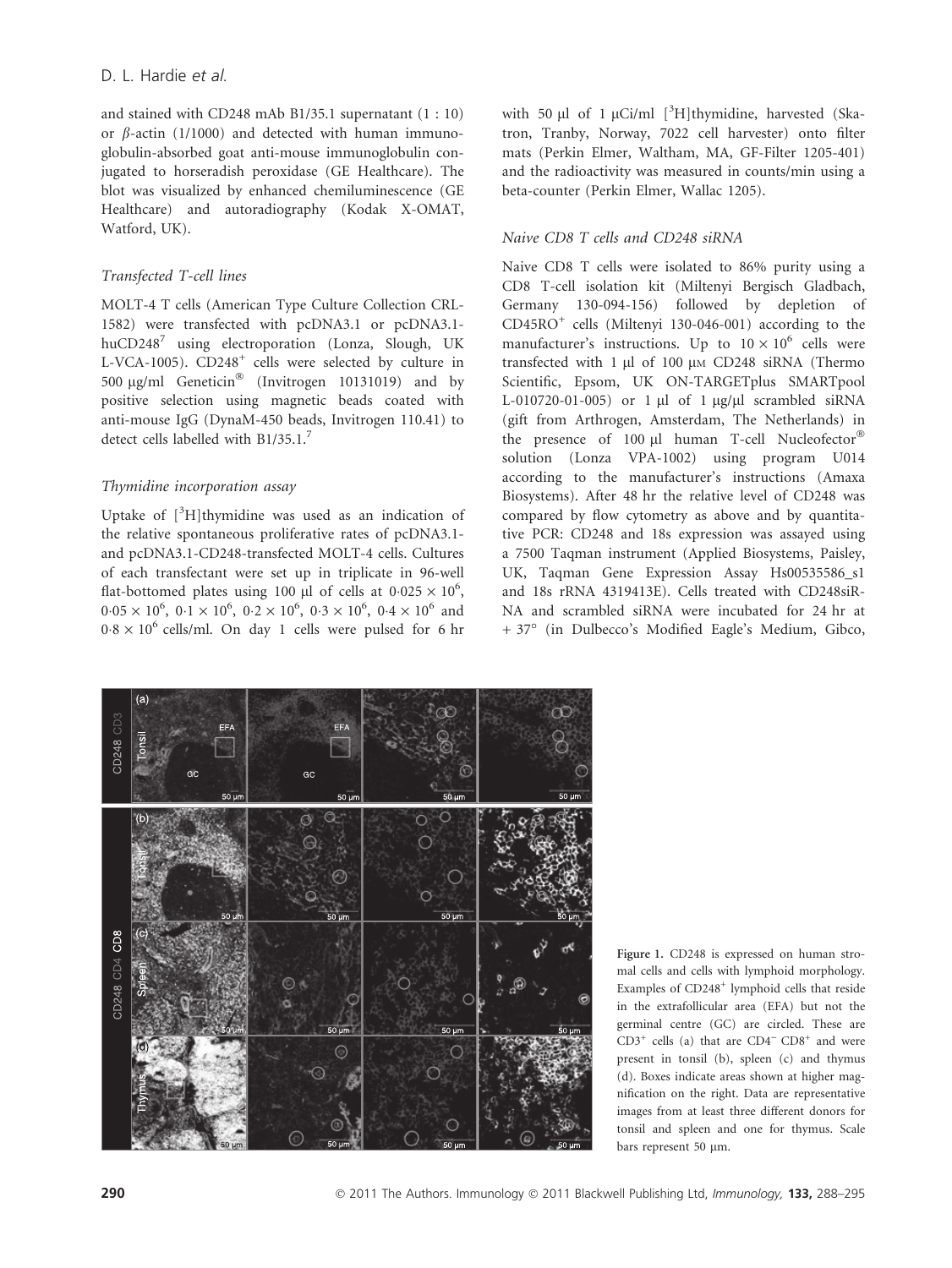and stained with CD248 mAb B1/35.1 supernatant (1 : 10) or β-actin (1/1000) and detected with human immunoglobulin-absorbed goat anti-mouse immunoglobulin conjugated to horseradish peroxidase (GE Healthcare). The blot was visualized by enhanced chemiluminescence (GE Healthcare) and autoradiography (Kodak X-OMAT, Watford, UK).

### *Transfected T-cell lines*

MOLT-4 T cells (American Type Culture Collection CRL-1582) were transfected with pcDNA3.1 or pcDNA3.1-huCD248[7] using electroporation (Lonza, Slough, UK L-VCA-1005). $CD248^{+}$ cells were selected by culture in 500 μg/ml Geneticin® (Invitrogen 10131019) and by positive selection using magnetic beads coated with anti-mouse IgG (DynaM-450 beads, Invitrogen 110.41) to detect cells labelled with B1/35.1.[7]

### *Thymidine incorporation assay*

Uptake of $[^{3}H]$thymidine was used as an indication of the relative spontaneous proliferative rates of pcDNA3.1- and pcDNA3.1-CD248-transfected MOLT-4 cells. Cultures of each transfectant were set up in triplicate in 96-well flat-bottomed plates using 100 μl of cells at $0{\cdot}025 \times 10^{6}$, $0{\cdot}05 \times 10^{6}$, $0{\cdot}1 \times 10^{6}$, $0{\cdot}2 \times 10^{6}$, $0{\cdot}3 \times 10^{6}$, $0{\cdot}4 \times 10^{6}$ and $0{\cdot}8 \times 10^{6}$ cells/ml. On day 1 cells were pulsed for 6 hr with 50 μl of 1 μCi/ml $[^{3}H]$thymidine, harvested (Skatron, Tranby, Norway, 7022 cell harvester) onto filter mats (Perkin Elmer, Waltham, MA, GF-Filter 1205-401) and the radioactivity was measured in counts/min using a beta-counter (Perkin Elmer, Wallac 1205).

### *Naive CD8 T cells and CD248 siRNA*

Naive CD8 T cells were isolated to 86% purity using a CD8 T-cell isolation kit (Miltenyi Bergisch Gladbach, Germany 130-094-156) followed by depletion of $CD45RO^{+}$ cells (Miltenyi 130-046-001) according to the manufacturer's instructions. Up to $10 \times 10^{6}$ cells were transfected with 1 μl of 100 μM CD248 siRNA (Thermo Scientific, Epsom, UK ON-TARGETplus SMARTpool L-010720-01-005) or 1 μl of 1 μg/μl scrambled siRNA (gift from Arthrogen, Amsterdam, The Netherlands) in the presence of 100 μl human T-cell Nucleofector® solution (Lonza VPA-1002) using program U014 according to the manufacturer's instructions (Amaxa Biosystems). After 48 hr the relative level of CD248 was compared by flow cytometry as above and by quantitative PCR: CD248 and 18s expression was assayed using a 7500 Taqman instrument (Applied Biosystems, Paisley, UK, Taqman Gene Expression Assay Hs00535586_s1 and 18s rRNA 4319413E). Cells treated with CD248siRNA and scrambled siRNA were incubated for 24 hr at + 37° (in Dulbecco's Modified Eagle's Medium, Gibco,

**Figure 1.** CD248 is expressed on human stromal cells and cells with lymphoid morphology. Examples of $CD248^{+}$ lymphoid cells that reside in the extrafollicular area (EFA) but not the germinal centre (GC) are circled. These are $CD3^{+}$ cells (a) that are $CD4^{-}$ $CD8^{+}$ and were present in tonsil (b), spleen (c) and thymus (d). Boxes indicate areas shown at higher magnification on the right. Data are representative images from at least three different donors for tonsil and spleen and one for thymus. Scale bars represent 50 μm.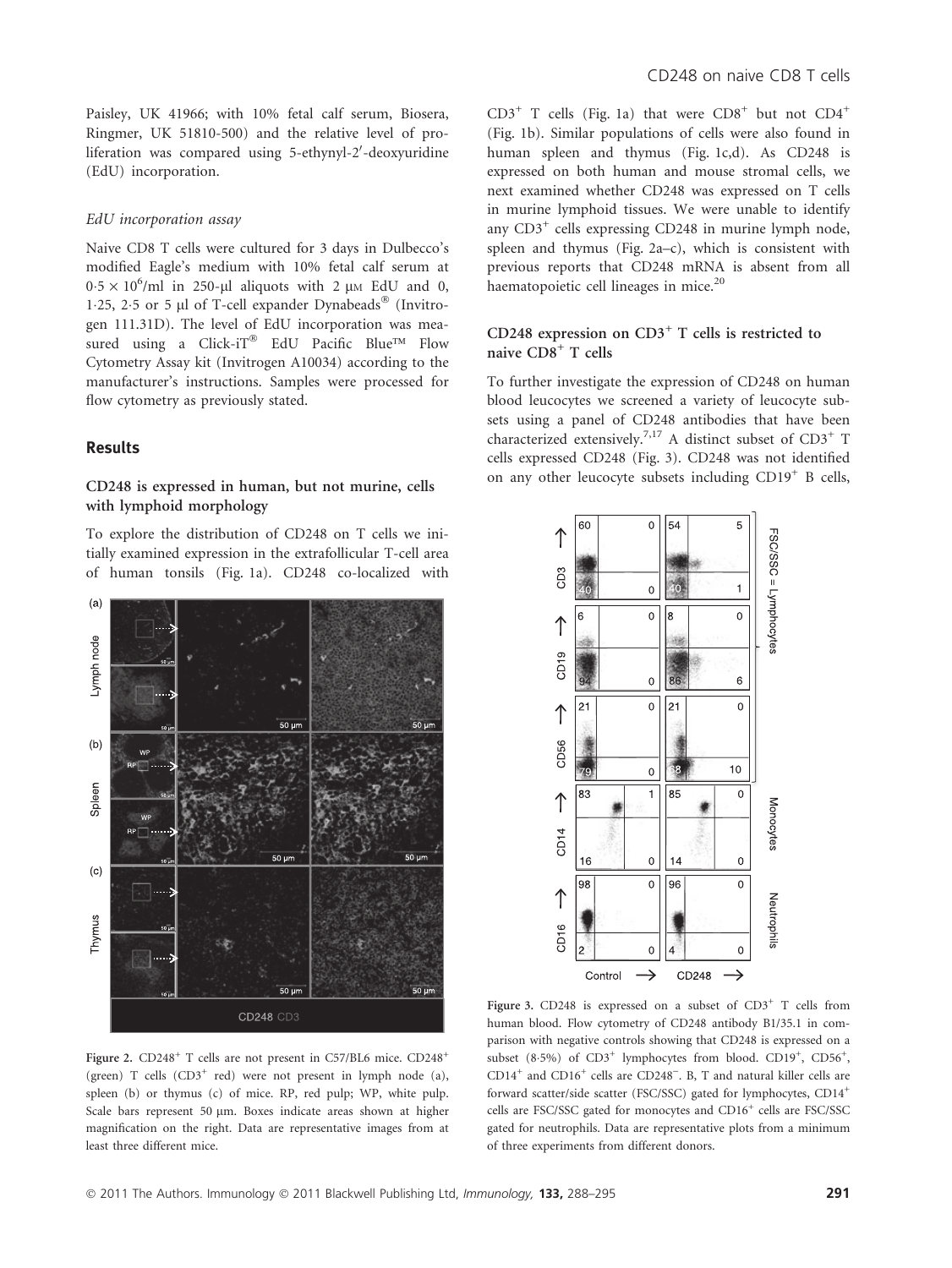Paisley, UK 41966; with 10% fetal calf serum, Biosera, Ringmer, UK 51810-500) and the relative level of proliferation was compared using 5-ethynyl-2′-deoxyuridine (EdU) incorporation.

### *EdU incorporation assay*

Naive CD8 T cells were cultured for 3 days in Dulbecco's modified Eagle's medium with 10% fetal calf serum at $0{\cdot}5 \times 10^6$/ml in 250-μl aliquots with 2 μM EdU and 0, 1·25, 2·5 or 5 μl of T-cell expander Dynabeads® (Invitrogen 111.31D). The level of EdU incorporation was measured using a Click-iT® EdU Pacific Blue™ Flow Cytometry Assay kit (Invitrogen A10034) according to the manufacturer's instructions. Samples were processed for flow cytometry as previously stated.

## Results

### CD248 is expressed in human, but not murine, cells with lymphoid morphology

To explore the distribution of CD248 on T cells we initially examined expression in the extrafollicular T-cell area of human tonsils (Fig. 1a). CD248 co-localized with $CD3^+$ T cells (Fig. 1a) that were $CD8^+$ but not $CD4^+$ (Fig. 1b). Similar populations of cells were also found in human spleen and thymus (Fig. 1c,d). As CD248 is expressed on both human and mouse stromal cells, we next examined whether CD248 was expressed on T cells in murine lymphoid tissues. We were unable to identify any $CD3^+$ cells expressing CD248 in murine lymph node, spleen and thymus (Fig. 2a–c), which is consistent with previous reports that CD248 mRNA is absent from all haematopoietic cell lineages in mice.[20]

Figure 2. $CD248^+$ T cells are not present in C57/BL6 mice. $CD248^+$ (green) T cells ($CD3^+$ red) were not present in lymph node (a), spleen (b) or thymus (c) of mice. RP, red pulp; WP, white pulp. Scale bars represent 50 μm. Boxes indicate areas shown at higher magnification on the right. Data are representative images from at least three different mice.

### CD248 expression on $CD3^+$ T cells is restricted to naive $CD8^+$ T cells

To further investigate the expression of CD248 on human blood leucocytes we screened a variety of leucocyte subsets using a panel of CD248 antibodies that have been characterized extensively.[7,17] A distinct subset of $CD3^+$ T cells expressed CD248 (Fig. 3). CD248 was not identified on any other leucocyte subsets including $CD19^+$ B cells,

Figure 3. CD248 is expressed on a subset of $CD3^+$ T cells from human blood. Flow cytometry of CD248 antibody B1/35.1 in comparison with negative controls showing that CD248 is expressed on a subset (8·5%) of $CD3^+$ lymphocytes from blood. $CD19^+$, $CD56^+$, $CD14^+$ and $CD16^+$ cells are $CD248^-$. B, T and natural killer cells are forward scatter/side scatter (FSC/SSC) gated for lymphocytes, $CD14^+$ cells are FSC/SSC gated for monocytes and $CD16^+$ cells are FSC/SSC gated for neutrophils. Data are representative plots from a minimum of three experiments from different donors.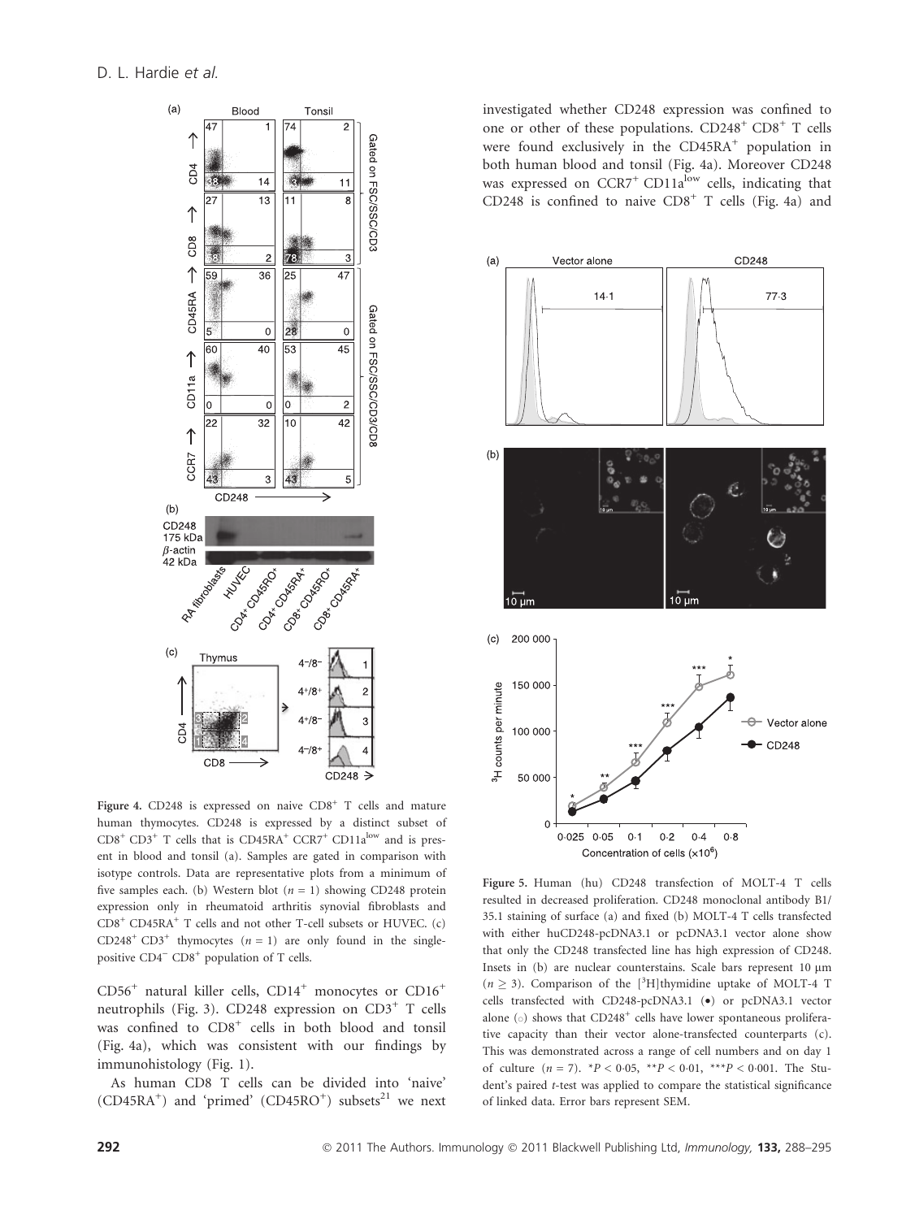Figure 4. CD248 is expressed on naive $CD8^+$ T cells and mature human thymocytes. CD248 is expressed by a distinct subset of $CD8^+$ $CD3^+$ T cells that is $CD45RA^+$ $CCR7^+$ $CD11a^{low}$ and is present in blood and tonsil (a). Samples are gated in comparison with isotype controls. Data are representative plots from a minimum of five samples each. (b) Western blot ($n = 1$) showing CD248 protein expression only in rheumatoid arthritis synovial fibroblasts and $CD8^+$ $CD45RA^+$ T cells and not other T-cell subsets or HUVEC. (c) $CD248^+$ $CD3^+$ thymocytes ($n = 1$) are only found in the single-positive $CD4^-$ $CD8^+$ population of T cells.

$CD56^+$ natural killer cells, $CD14^+$ monocytes or $CD16^+$ neutrophils (Fig. 3). CD248 expression on $CD3^+$ T cells was confined to $CD8^+$ cells in both blood and tonsil (Fig. 4a), which was consistent with our findings by immunohistology (Fig. 1).

As human CD8 T cells can be divided into 'naive' ($CD45RA^+$) and 'primed' ($CD45RO^+$) subsets[21] we next investigated whether CD248 expression was confined to one or other of these populations. $CD248^+$ $CD8^+$ T cells were found exclusively in the $CD45RA^+$ population in both human blood and tonsil (Fig. 4a). Moreover CD248 was expressed on $CCR7^+$ $CD11a^{low}$ cells, indicating that CD248 is confined to naive $CD8^+$ T cells (Fig. 4a) and

Figure 5. Human (hu) CD248 transfection of MOLT-4 T cells resulted in decreased proliferation. CD248 monoclonal antibody B1/35.1 staining of surface (a) and fixed (b) MOLT-4 T cells transfected with either huCD248-pcDNA3.1 or pcDNA3.1 vector alone show that only the CD248 transfected line has high expression of CD248. Insets in (b) are nuclear counterstains. Scale bars represent 10 μm ($n \geq 3$). Comparison of the [$^3$H]thymidine uptake of MOLT-4 T cells transfected with CD248-pcDNA3.1 (●) or pcDNA3.1 vector alone (○) shows that $CD248^+$ cells have lower spontaneous proliferative capacity than their vector alone-transfected counterparts (c). This was demonstrated across a range of cell numbers and on day 1 of culture ($n = 7$). \*$P < 0.05$, \*\*$P < 0.01$, \*\*\*$P < 0.001$. The Student's paired $t$-test was applied to compare the statistical significance of linked data. Error bars represent SEM.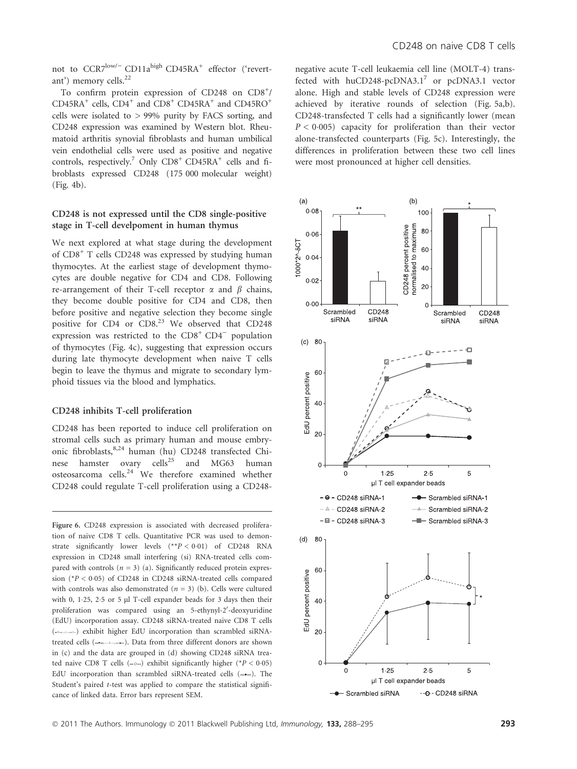not to CCR7$^{low/-}$ CD11a$^{high}$ CD45RA$^{+}$ effector ('revertant') memory cells.[22]

To confirm protein expression of CD248 on CD8$^{+}$/CD45RA$^{+}$ cells, CD4$^{+}$ and CD8$^{+}$ CD45RA$^{+}$ and CD45RO$^{+}$ cells were isolated to > 99% purity by FACS sorting, and CD248 expression was examined by Western blot. Rheumatoid arthritis synovial fibroblasts and human umbilical vein endothelial cells were used as positive and negative controls, respectively.[7] Only CD8$^{+}$ CD45RA$^{+}$ cells and fibroblasts expressed CD248 (175 000 molecular weight) (Fig. 4b).

### CD248 is not expressed until the CD8 single-positive stage in T-cell develpoment in human thymus

We next explored at what stage during the development of CD8$^{+}$ T cells CD248 was expressed by studying human thymocytes. At the earliest stage of development thymocytes are double negative for CD4 and CD8. Following re-arrangement of their T-cell receptor $\alpha$ and $\beta$ chains, they become double positive for CD4 and CD8, then before positive and negative selection they become single positive for CD4 or CD8.[23] We observed that CD248 expression was restricted to the CD8$^{+}$ CD4$^{-}$ population of thymocytes (Fig. 4c), suggesting that expression occurs during late thymocyte development when naive T cells begin to leave the thymus and migrate to secondary lymphoid tissues via the blood and lymphatics.

### CD248 inhibits T-cell proliferation

CD248 has been reported to induce cell proliferation on stromal cells such as primary human and mouse embryonic fibroblasts,[8,24] human (hu) CD248 transfected Chinese hamster ovary cells[25] and MG63 human osteosarcoma cells.[24] We therefore examined whether CD248 could regulate T-cell proliferation using a CD248-negative acute T-cell leukaemia cell line (MOLT-4) transfected with huCD248-pcDNA3.1[7] or pcDNA3.1 vector alone. High and stable levels of CD248 expression were achieved by iterative rounds of selection (Fig. 5a,b). CD248-transfected T cells had a significantly lower (mean $P < 0{\cdot}005$) capacity for proliferation than their vector alone-transfected counterparts (Fig. 5c). Interestingly, the differences in proliferation between these two cell lines were most pronounced at higher cell densities.

Figure 6. CD248 expression is associated with decreased proliferation of naive CD8 T cells. Quantitative PCR was used to demonstrate significantly lower levels (**$P < 0{\cdot}01$) of CD248 RNA expression in CD248 small interfering (si) RNA-treated cells compared with controls ($n = 3$) (a). Significantly reduced protein expression (*$P < 0{\cdot}05$) of CD248 in CD248 siRNA-treated cells compared with controls was also demonstrated ($n = 3$) (b). Cells were cultured with 0, 1·25, 2·5 or 5 μl T-cell expander beads for 3 days then their proliferation was compared using an 5-ethynyl-2′-deoxyuridine (EdU) incorporation assay. CD248 siRNA-treated naive CD8 T cells exhibit higher EdU incorporation than scrambled siRNA-treated cells. Data from three different donors are shown in (c) and the data are grouped in (d) showing CD248 siRNA treated naive CD8 T cells exhibit significantly higher (*$P < 0{\cdot}05$) EdU incorporation than scrambled siRNA-treated cells. The Student's paired $t$-test was applied to compare the statistical significance of linked data. Error bars represent SEM.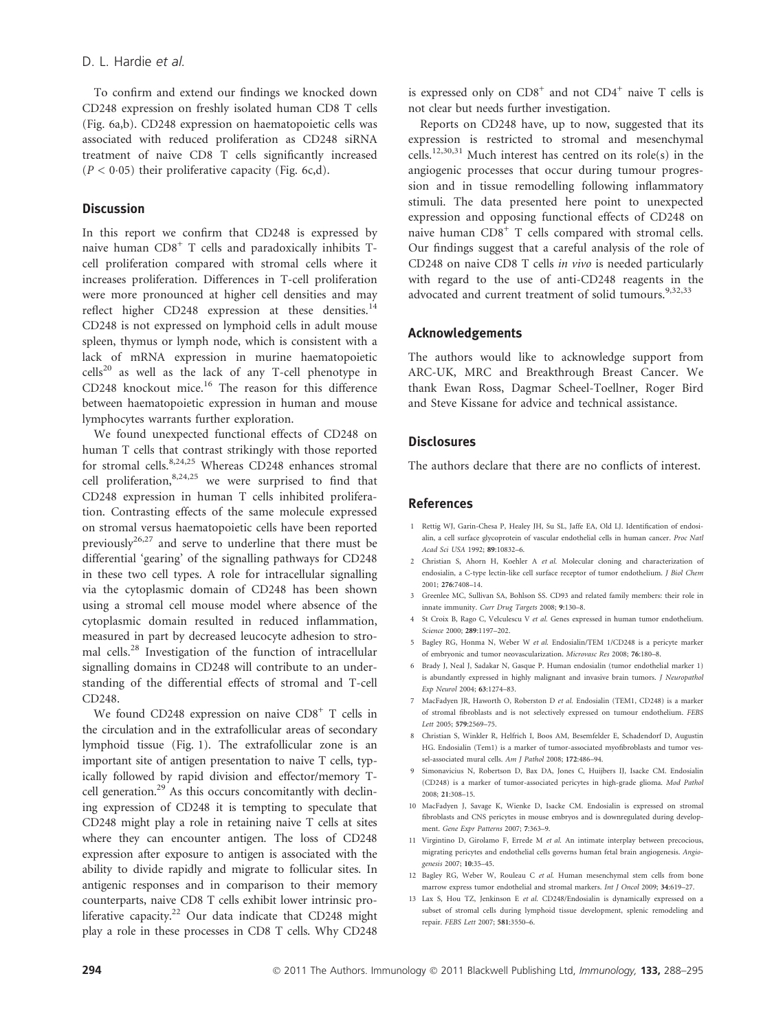To confirm and extend our findings we knocked down CD248 expression on freshly isolated human CD8 T cells (Fig. 6a,b). CD248 expression on haematopoietic cells was associated with reduced proliferation as CD248 siRNA treatment of naive CD8 T cells significantly increased ($P < 0{\cdot}05$) their proliferative capacity (Fig. 6c,d).

## Discussion

In this report we confirm that CD248 is expressed by naive human $CD8^+$ T cells and paradoxically inhibits T-cell proliferation compared with stromal cells where it increases proliferation. Differences in T-cell proliferation were more pronounced at higher cell densities and may reflect higher CD248 expression at these densities.[14] CD248 is not expressed on lymphoid cells in adult mouse spleen, thymus or lymph node, which is consistent with a lack of mRNA expression in murine haematopoietic cells[20] as well as the lack of any T-cell phenotype in CD248 knockout mice.[16] The reason for this difference between haematopoietic expression in human and mouse lymphocytes warrants further exploration.

We found unexpected functional effects of CD248 on human T cells that contrast strikingly with those reported for stromal cells.[8,24,25] Whereas CD248 enhances stromal cell proliferation,[8,24,25] we were surprised to find that CD248 expression in human T cells inhibited proliferation. Contrasting effects of the same molecule expressed on stromal versus haematopoietic cells have been reported previously[26,27] and serve to underline that there must be differential 'gearing' of the signalling pathways for CD248 in these two cell types. A role for intracellular signalling via the cytoplasmic domain of CD248 has been shown using a stromal cell mouse model where absence of the cytoplasmic domain resulted in reduced inflammation, measured in part by decreased leucocyte adhesion to stromal cells.[28] Investigation of the function of intracellular signalling domains in CD248 will contribute to an understanding of the differential effects of stromal and T-cell CD248.

We found CD248 expression on naive $CD8^+$ T cells in the circulation and in the extrafollicular areas of secondary lymphoid tissue (Fig. 1). The extrafollicular zone is an important site of antigen presentation to naive T cells, typically followed by rapid division and effector/memory T-cell generation.[29] As this occurs concomitantly with declining expression of CD248 it is tempting to speculate that CD248 might play a role in retaining naive T cells at sites where they can encounter antigen. The loss of CD248 expression after exposure to antigen is associated with the ability to divide rapidly and migrate to follicular sites. In antigenic responses and in comparison to their memory counterparts, naive CD8 T cells exhibit lower intrinsic proliferative capacity.[22] Our data indicate that CD248 might play a role in these processes in CD8 T cells. Why CD248 is expressed only on $CD8^+$ and not $CD4^+$ naive T cells is not clear but needs further investigation.

Reports on CD248 have, up to now, suggested that its expression is restricted to stromal and mesenchymal cells.[12,30,31] Much interest has centred on its role(s) in the angiogenic processes that occur during tumour progression and in tissue remodelling following inflammatory stimuli. The data presented here point to unexpected expression and opposing functional effects of CD248 on naive human $CD8^+$ T cells compared with stromal cells. Our findings suggest that a careful analysis of the role of CD248 on naive CD8 T cells *in vivo* is needed particularly with regard to the use of anti-CD248 reagents in the advocated and current treatment of solid tumours.[9,32,33]

## Acknowledgements

The authors would like to acknowledge support from ARC-UK, MRC and Breakthrough Breast Cancer. We thank Ewan Ross, Dagmar Scheel-Toellner, Roger Bird and Steve Kissane for advice and technical assistance.

## Disclosures

The authors declare that there are no conflicts of interest.

## References

1. Rettig WJ, Garin-Chesa P, Healey JH, Su SL, Jaffe EA, Old LJ. Identification of endosialin, a cell surface glycoprotein of vascular endothelial cells in human cancer. *Proc Natl Acad Sci USA* 1992; **89**:10832–6.
2. Christian S, Ahorn H, Koehler A *et al.* Molecular cloning and characterization of endosialin, a C-type lectin-like cell surface receptor of tumor endothelium. *J Biol Chem* 2001; **276**:7408–14.
3. Greenlee MC, Sullivan SA, Bohlson SS. CD93 and related family members: their role in innate immunity. *Curr Drug Targets* 2008; **9**:130–8.
4. St Croix B, Rago C, Velculescu V *et al.* Genes expressed in human tumor endothelium. *Science* 2000; **289**:1197–202.
5. Bagley RG, Honma N, Weber W *et al.* Endosialin/TEM 1/CD248 is a pericyte marker of embryonic and tumor neovascularization. *Microvasc Res* 2008; **76**:180–8.
6. Brady J, Neal J, Sadakar N, Gasque P. Human endosialin (tumor endothelial marker 1) is abundantly expressed in highly malignant and invasive brain tumors. *J Neuropathol Exp Neurol* 2004; **63**:1274–83.
7. MacFadyen JR, Haworth O, Roberston D *et al.* Endosialin (TEM1, CD248) is a marker of stromal fibroblasts and is not selectively expressed on tumour endothelium. *FEBS Lett* 2005; **579**:2569–75.
8. Christian S, Winkler R, Helfrich I, Boos AM, Besemfelder E, Schadendorf D, Augustin HG. Endosialin (Tem1) is a marker of tumor-associated myofibroblasts and tumor vessel-associated mural cells. *Am J Pathol* 2008; **172**:486–94.
9. Simonavicius N, Robertson D, Bax DA, Jones C, Huijbers IJ, Isacke CM. Endosialin (CD248) is a marker of tumor-associated pericytes in high-grade glioma. *Mod Pathol* 2008; **21**:308–15.
10. MacFadyen J, Savage K, Wienke D, Isacke CM. Endosialin is expressed on stromal fibroblasts and CNS pericytes in mouse embryos and is downregulated during development. *Gene Expr Patterns* 2007; **7**:363–9.
11. Virgintino D, Girolamo F, Errede M *et al.* An intimate interplay between precocious, migrating pericytes and endothelial cells governs human fetal brain angiogenesis. *Angiogenesis* 2007; **10**:35–45.
12. Bagley RG, Weber W, Rouleau C *et al.* Human mesenchymal stem cells from bone marrow express tumor endothelial and stromal markers. *Int J Oncol* 2009; **34**:619–27.
13. Lax S, Hou TZ, Jenkinson E *et al.* CD248/Endosialin is dynamically expressed on a subset of stromal cells during lymphoid tissue development, splenic remodeling and repair. *FEBS Lett* 2007; **581**:3550–6.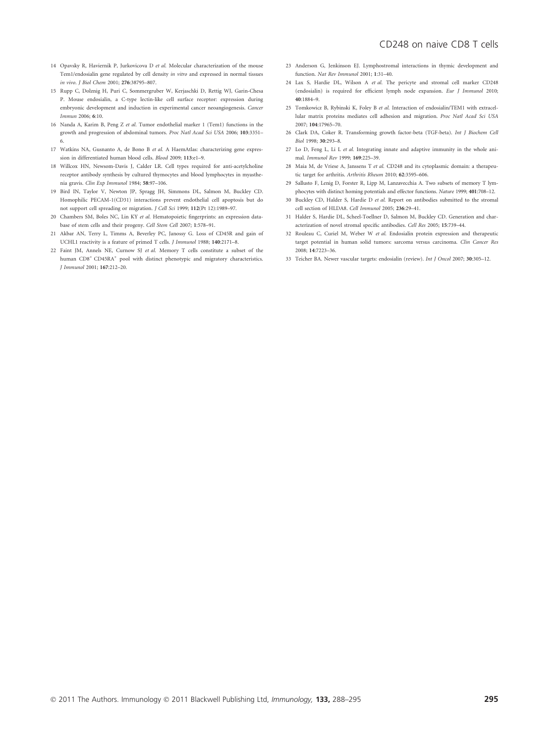14 Opavsky R, Haviernik P, Jurkovicova D *et al.* Molecular characterization of the mouse Tem1/endosialin gene regulated by cell density *in vitro* and expressed in normal tissues *in vivo*. *J Biol Chem* 2001; **276**:38795–807.

15 Rupp C, Dolznig H, Puri C, Sommergruber W, Kerjaschki D, Rettig WJ, Garin-Chesa P. Mouse endosialin, a C-type lectin-like cell surface receptor: expression during embryonic development and induction in experimental cancer neoangiogenesis. *Cancer Immun* 2006; **6**:10.

16 Nanda A, Karim B, Peng Z *et al.* Tumor endothelial marker 1 (Tem1) functions in the growth and progression of abdominal tumors. *Proc Natl Acad Sci USA* 2006; **103**:3351–6.

17 Watkins NA, Gusnanto A, de Bono B *et al.* A HaemAtlas: characterizing gene expression in differentiated human blood cells. *Blood* 2009; **113**:e1–9.

18 Willcox HN, Newsom-Davis J, Calder LR. Cell types required for anti-acetylcholine receptor antibody synthesis by cultured thymocytes and blood lymphocytes in myasthenia gravis. *Clin Exp Immunol* 1984; **58**:97–106.

19 Bird IN, Taylor V, Newton JP, Spragg JH, Simmons DL, Salmon M, Buckley CD. Homophilic PECAM-1(CD31) interactions prevent endothelial cell apoptosis but do not support cell spreading or migration. *J Cell Sci* 1999; **112**(Pt 12):1989–97.

20 Chambers SM, Boles NC, Lin KY *et al.* Hematopoietic fingerprints: an expression database of stem cells and their progeny. *Cell Stem Cell* 2007; **1**:578–91.

21 Akbar AN, Terry L, Timms A, Beverley PC, Janossy G. Loss of CD45R and gain of UCHL1 reactivity is a feature of primed T cells. *J Immunol* 1988; **140**:2171–8.

22 Faint JM, Annels NE, Curnow SJ *et al.* Memory T cells constitute a subset of the human $CD8^{+}$ $CD45RA^{+}$ pool with distinct phenotypic and migratory characteristics. *J Immunol* 2001; **167**:212–20.

23 Anderson G, Jenkinson EJ. Lymphostromal interactions in thymic development and function. *Nat Rev Immunol* 2001; **1**:31–40.

24 Lax S, Hardie DL, Wilson A *et al.* The pericyte and stromal cell marker CD248 (endosialin) is required for efficient lymph node expansion. *Eur J Immunol* 2010; **40**:1884–9.

25 Tomkowicz B, Rybinski K, Foley B *et al.* Interaction of endosialin/TEM1 with extracellular matrix proteins mediates cell adhesion and migration. *Proc Natl Acad Sci USA* 2007; **104**:17965–70.

26 Clark DA, Coker R. Transforming growth factor-beta (TGF-beta). *Int J Biochem Cell Biol* 1998; **30**:293–8.

27 Lo D, Feng L, Li L *et al.* Integrating innate and adaptive immunity in the whole animal. *Immunol Rev* 1999; **169**:225–39.

28 Maia M, de Vriese A, Janssens T *et al.* CD248 and its cytoplasmic domain: a therapeutic target for arthritis. *Arthritis Rheum* 2010; **62**:3595–606.

29 Sallusto F, Lenig D, Forster R, Lipp M, Lanzavecchia A. Two subsets of memory T lymphocytes with distinct homing potentials and effector functions. *Nature* 1999; **401**:708–12.

30 Buckley CD, Halder S, Hardie D *et al.* Report on antibodies submitted to the stromal cell section of HLDA8. *Cell Immunol* 2005; **236**:29–41.

31 Halder S, Hardie DL, Scheel-Toellner D, Salmon M, Buckley CD. Generation and characterization of novel stromal specific antibodies. *Cell Res* 2005; **15**:739–44.

32 Rouleau C, Curiel M, Weber W *et al.* Endosialin protein expression and therapeutic target potential in human solid tumors: sarcoma versus carcinoma. *Clin Cancer Res* 2008; **14**:7223–36.

33 Teicher BA. Newer vascular targets: endosialin (review). *Int J Oncol* 2007; **30**:305–12.